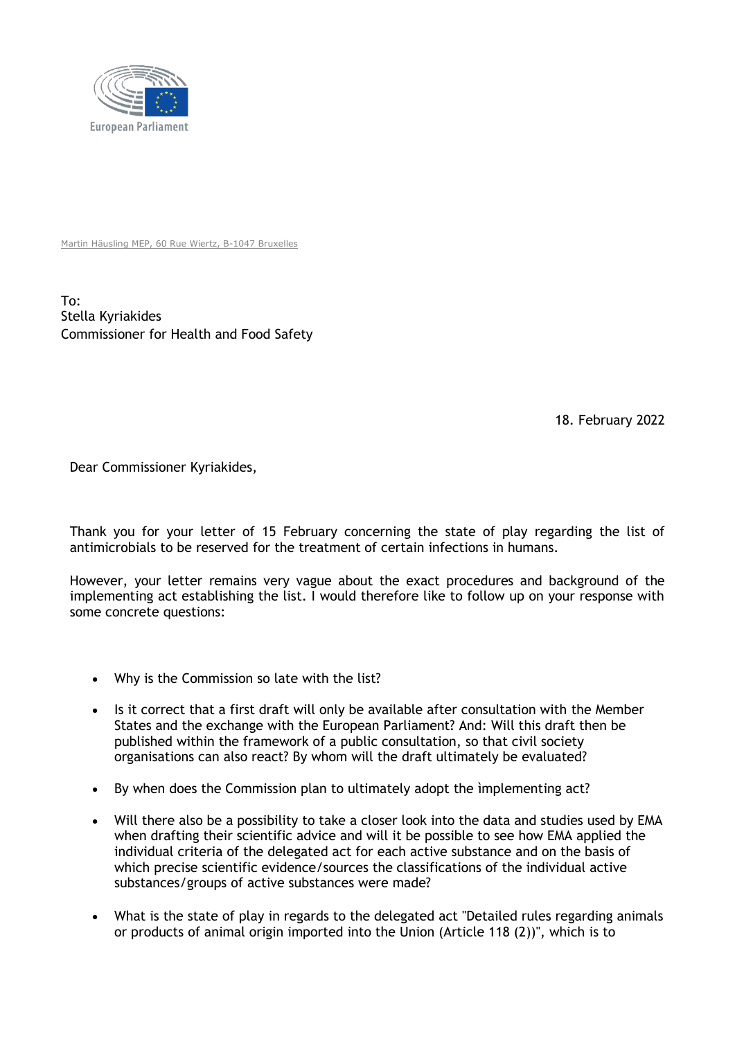European Parliament

Martin Häusling MEP, 60 Rue Wiertz, B-1047 Bruxelles

To:
Stella Kyriakides
Commissioner for Health and Food Safety

18. February 2022

Dear Commissioner Kyriakides,

Thank you for your letter of 15 February concerning the state of play regarding the list of antimicrobials to be reserved for the treatment of certain infections in humans.

However, your letter remains very vague about the exact procedures and background of the implementing act establishing the list. I would therefore like to follow up on your response with some concrete questions:

- Why is the Commission so late with the list?
- Is it correct that a first draft will only be available after consultation with the Member States and the exchange with the European Parliament? And: Will this draft then be published within the framework of a public consultation, so that civil society organisations can also react? By whom will the draft ultimately be evaluated?
- By when does the Commission plan to ultimately adopt the ìmplementing act?
- Will there also be a possibility to take a closer look into the data and studies used by EMA when drafting their scientific advice and will it be possible to see how EMA applied the individual criteria of the delegated act for each active substance and on the basis of which precise scientific evidence/sources the classifications of the individual active substances/groups of active substances were made?
- What is the state of play in regards to the delegated act "Detailed rules regarding animals or products of animal origin imported into the Union (Article 118 (2))", which is to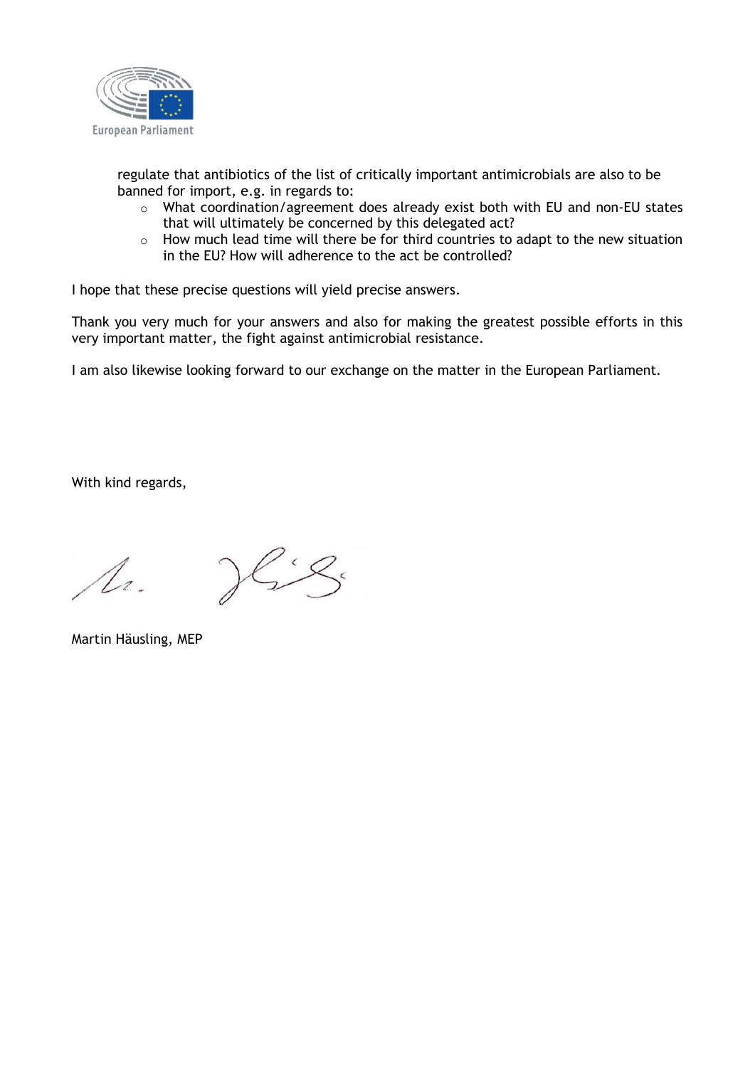regulate that antibiotics of the list of critically important antimicrobials are also to be banned for import, e.g. in regards to:

- What coordination/agreement does already exist both with EU and non-EU states that will ultimately be concerned by this delegated act?
- How much lead time will there be for third countries to adapt to the new situation in the EU? How will adherence to the act be controlled?

I hope that these precise questions will yield precise answers.

Thank you very much for your answers and also for making the greatest possible efforts in this very important matter, the fight against antimicrobial resistance.

I am also likewise looking forward to our exchange on the matter in the European Parliament.

With kind regards,

Martin Häusling, MEP